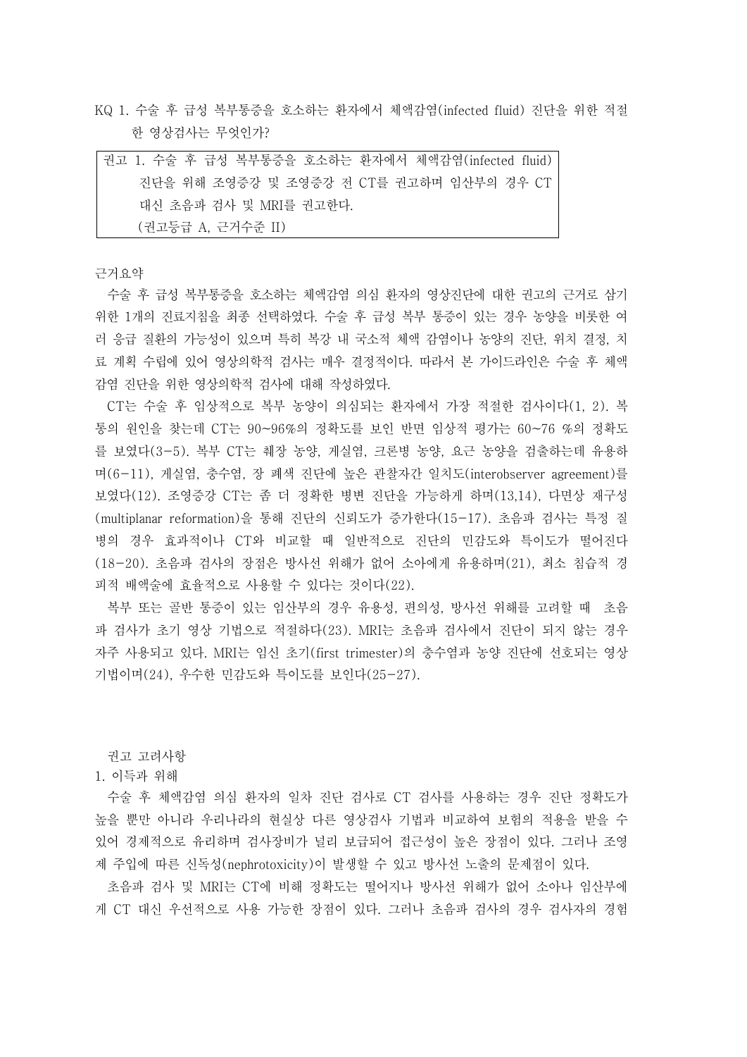KQ 1. 수술 후 급성 복부통증을 호소하는 환자에서 체액감염(infected fluid) 진단을 위한 적절한 영상검사는 무엇인가?

> 권고 1. 수술 후 급성 복부통증을 호소하는 환자에서 체액감염(infected fluid) 진단을 위해 조영증강 및 조영증강 전 CT를 권고하며 임산부의 경우 CT 대신 초음파 검사 및 MRI를 권고한다.
> (권고등급 A, 근거수준 II)

근거요약

수술 후 급성 복부통증을 호소하는 체액감염 의심 환자의 영상진단에 대한 권고의 근거로 삼기 위한 1개의 진료지침을 최종 선택하였다. 수술 후 급성 복부 통증이 있는 경우 농양을 비롯한 여러 응급 질환의 가능성이 있으며 특히 복강 내 국소적 체액 감염이나 농양의 진단, 위치 결정, 치료 계획 수립에 있어 영상의학적 검사는 매우 결정적이다. 따라서 본 가이드라인은 수술 후 체액감염 진단을 위한 영상의학적 검사에 대해 작성하였다.

CT는 수술 후 임상적으로 복부 농양이 의심되는 환자에서 가장 적절한 검사이다(1, 2). 복통의 원인을 찾는데 CT는 90~96%의 정확도를 보인 반면 임상적 평가는 60~76 %의 정확도를 보였다(3-5). 복부 CT는 췌장 농양, 게실염, 크론병 농양, 요근 농양을 검출하는데 유용하며(6-11), 게실염, 충수염, 장 폐색 진단에 높은 관찰자간 일치도(interobserver agreement)를 보였다(12). 조영증강 CT는 좀 더 정확한 병변 진단을 가능하게 하며(13,14), 다면상 재구성(multiplanar reformation)을 통해 진단의 신뢰도가 증가한다(15-17). 초음파 검사는 특정 질병의 경우 효과적이나 CT와 비교할 때 일반적으로 진단의 민감도와 특이도가 떨어진다(18-20). 초음파 검사의 장점은 방사선 위해가 없어 소아에게 유용하며(21), 최소 침습적 경피적 배액술에 효율적으로 사용할 수 있다는 것이다(22).

복부 또는 골반 통증이 있는 임산부의 경우 유용성, 편의성, 방사선 위해를 고려할 때 초음파 검사가 초기 영상 기법으로 적절하다(23). MRI는 초음파 검사에서 진단이 되지 않는 경우 자주 사용되고 있다. MRI는 임신 초기(first trimester)의 충수염과 농양 진단에 선호되는 영상 기법이며(24), 우수한 민감도와 특이도를 보인다(25-27).

권고 고려사항

1. 이득과 위해

수술 후 체액감염 의심 환자의 일차 진단 검사로 CT 검사를 사용하는 경우 진단 정확도가 높을 뿐만 아니라 우리나라의 현실상 다른 영상검사 기법과 비교하여 보험의 적용을 받을 수 있어 경제적으로 유리하며 검사장비가 널리 보급되어 접근성이 높은 장점이 있다. 그러나 조영제 주입에 따른 신독성(nephrotoxicity)이 발생할 수 있고 방사선 노출의 문제점이 있다.

초음파 검사 및 MRI는 CT에 비해 정확도는 떨어지나 방사선 위해가 없어 소아나 임산부에게 CT 대신 우선적으로 사용 가능한 장점이 있다. 그러나 초음파 검사의 경우 검사자의 경험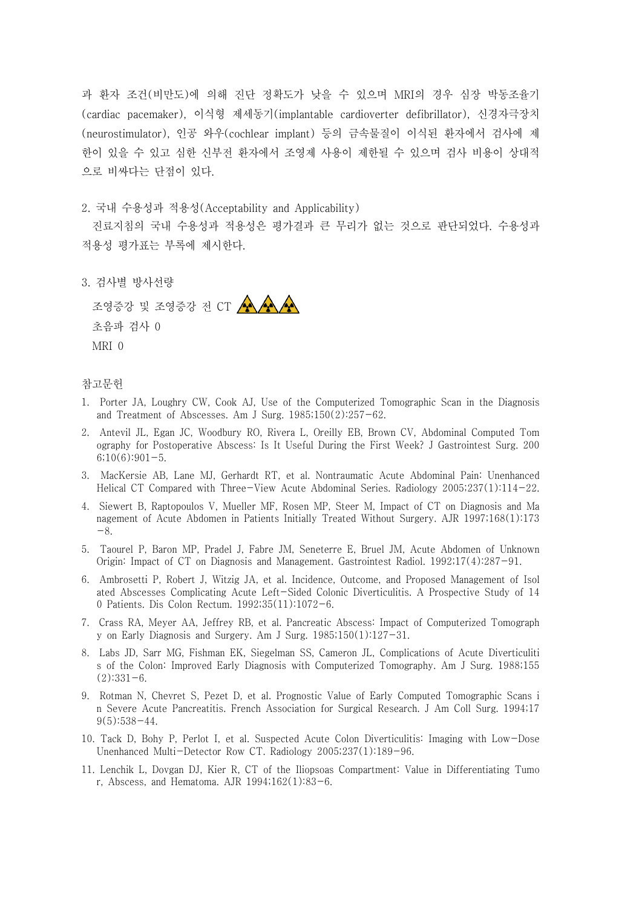과 환자 조건(비만도)에 의해 진단 정확도가 낮을 수 있으며 MRI의 경우 심장 박동조율기(cardiac pacemaker), 이식형 제세동기(implantable cardioverter defibrillator), 신경자극장치(neurostimulator), 인공 와우(cochlear implant) 등의 금속물질이 이식된 환자에서 검사에 제한이 있을 수 있고 심한 신부전 환자에서 조영제 사용이 제한될 수 있으며 검사 비용이 상대적으로 비싸다는 단점이 있다.

2. 국내 수용성과 적용성(Acceptability and Applicability)

진료지침의 국내 수용성과 적용성은 평가결과 큰 무리가 없는 것으로 판단되었다. 수용성과 적용성 평가표는 부록에 제시한다.

3. 검사별 방사선량

조영증강 및 조영증강 전 CT ☢☢☢

초음파 검사 0

MRI 0

참고문헌

1. Porter JA, Loughry CW, Cook AJ, Use of the Computerized Tomographic Scan in the Diagnosis and Treatment of Abscesses. Am J Surg. 1985;150(2):257-62.
2. Antevil JL, Egan JC, Woodbury RO, Rivera L, Oreilly EB, Brown CV, Abdominal Computed Tomography for Postoperative Abscess: Is It Useful During the First Week? J Gastrointest Surg. 2006;10(6):901-5.
3. MacKersie AB, Lane MJ, Gerhardt RT, et al. Nontraumatic Acute Abdominal Pain: Unenhanced Helical CT Compared with Three-View Acute Abdominal Series. Radiology 2005;237(1):114-22.
4. Siewert B, Raptopoulos V, Mueller MF, Rosen MP, Steer M, Impact of CT on Diagnosis and Management of Acute Abdomen in Patients Initially Treated Without Surgery. AJR 1997;168(1):173-8.
5. Taourel P, Baron MP, Pradel J, Fabre JM, Seneterre E, Bruel JM, Acute Abdomen of Unknown Origin: Impact of CT on Diagnosis and Management. Gastrointest Radiol. 1992;17(4):287-91.
6. Ambrosetti P, Robert J, Witzig JA, et al. Incidence, Outcome, and Proposed Management of Isolated Abscesses Complicating Acute Left-Sided Colonic Diverticulitis. A Prospective Study of 140 Patients. Dis Colon Rectum. 1992;35(11):1072-6.
7. Crass RA, Meyer AA, Jeffrey RB, et al. Pancreatic Abscess: Impact of Computerized Tomography on Early Diagnosis and Surgery. Am J Surg. 1985;150(1):127-31.
8. Labs JD, Sarr MG, Fishman EK, Siegelman SS, Cameron JL, Complications of Acute Diverticulitis of the Colon: Improved Early Diagnosis with Computerized Tomography. Am J Surg. 1988;155(2):331-6.
9. Rotman N, Chevret S, Pezet D, et al. Prognostic Value of Early Computed Tomographic Scans in Severe Acute Pancreatitis. French Association for Surgical Research. J Am Coll Surg. 1994;179(5):538-44.
10. Tack D, Bohy P, Perlot I, et al. Suspected Acute Colon Diverticulitis: Imaging with Low-Dose Unenhanced Multi-Detector Row CT. Radiology 2005;237(1):189-96.
11. Lenchik L, Dovgan DJ, Kier R, CT of the Iliopsoas Compartment: Value in Differentiating Tumor, Abscess, and Hematoma. AJR 1994;162(1):83-6.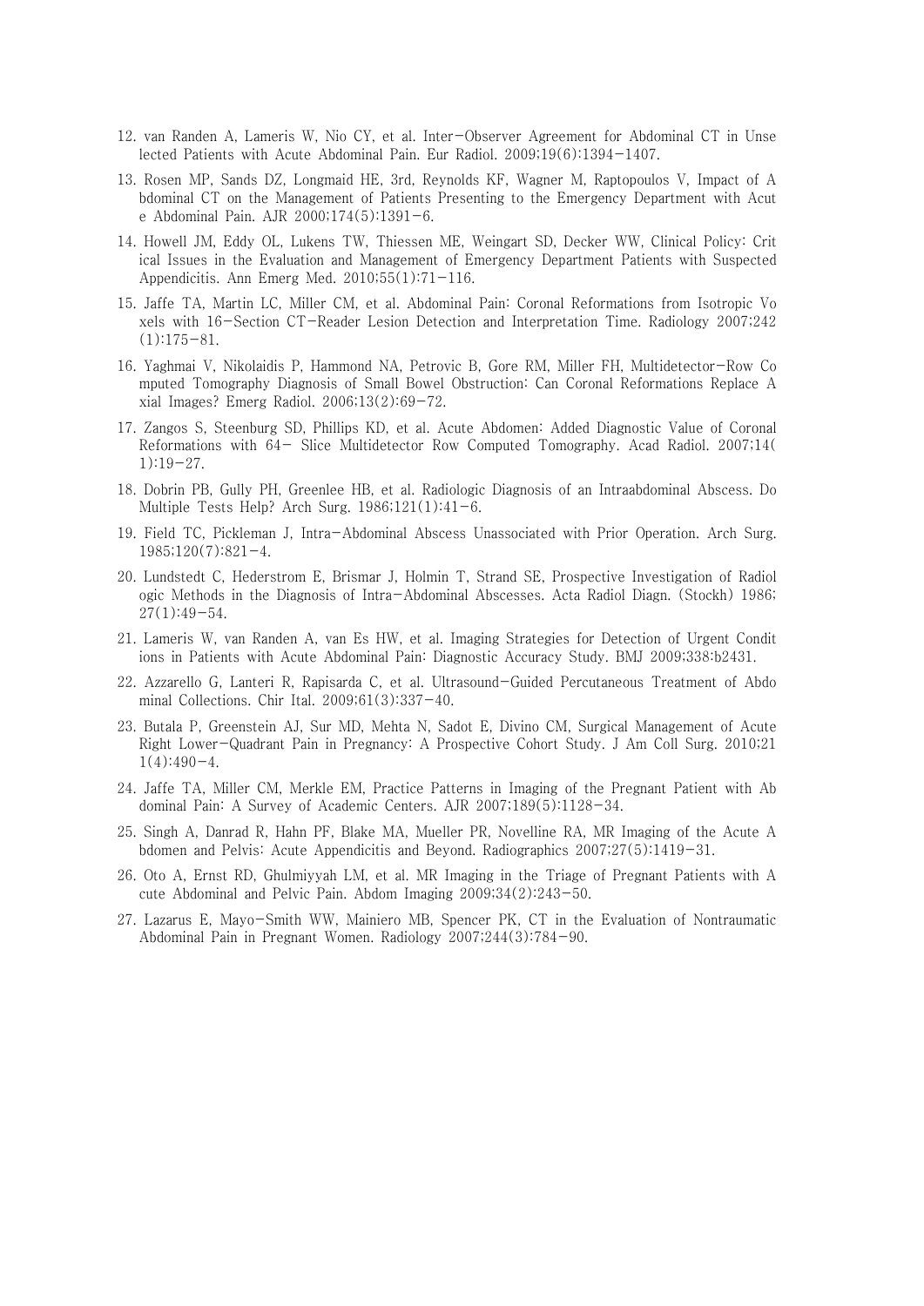12. van Randen A, Lameris W, Nio CY, et al. Inter−Observer Agreement for Abdominal CT in Unselected Patients with Acute Abdominal Pain. Eur Radiol. 2009;19(6):1394−1407.

13. Rosen MP, Sands DZ, Longmaid HE, 3rd, Reynolds KF, Wagner M, Raptopoulos V, Impact of Abdominal CT on the Management of Patients Presenting to the Emergency Department with Acute Abdominal Pain. AJR 2000;174(5):1391−6.

14. Howell JM, Eddy OL, Lukens TW, Thiessen ME, Weingart SD, Decker WW, Clinical Policy: Critical Issues in the Evaluation and Management of Emergency Department Patients with Suspected Appendicitis. Ann Emerg Med. 2010;55(1):71−116.

15. Jaffe TA, Martin LC, Miller CM, et al. Abdominal Pain: Coronal Reformations from Isotropic Voxels with 16−Section CT−Reader Lesion Detection and Interpretation Time. Radiology 2007;242(1):175−81.

16. Yaghmai V, Nikolaidis P, Hammond NA, Petrovic B, Gore RM, Miller FH, Multidetector−Row Computed Tomography Diagnosis of Small Bowel Obstruction: Can Coronal Reformations Replace Axial Images? Emerg Radiol. 2006;13(2):69−72.

17. Zangos S, Steenburg SD, Phillips KD, et al. Acute Abdomen: Added Diagnostic Value of Coronal Reformations with 64− Slice Multidetector Row Computed Tomography. Acad Radiol. 2007;14(1):19−27.

18. Dobrin PB, Gully PH, Greenlee HB, et al. Radiologic Diagnosis of an Intraabdominal Abscess. Do Multiple Tests Help? Arch Surg. 1986;121(1):41−6.

19. Field TC, Pickleman J, Intra−Abdominal Abscess Unassociated with Prior Operation. Arch Surg. 1985;120(7):821−4.

20. Lundstedt C, Hederstrom E, Brismar J, Holmin T, Strand SE, Prospective Investigation of Radiologic Methods in the Diagnosis of Intra−Abdominal Abscesses. Acta Radiol Diagn. (Stockh) 1986;27(1):49−54.

21. Lameris W, van Randen A, van Es HW, et al. Imaging Strategies for Detection of Urgent Conditions in Patients with Acute Abdominal Pain: Diagnostic Accuracy Study. BMJ 2009;338:b2431.

22. Azzarello G, Lanteri R, Rapisarda C, et al. Ultrasound−Guided Percutaneous Treatment of Abdominal Collections. Chir Ital. 2009;61(3):337−40.

23. Butala P, Greenstein AJ, Sur MD, Mehta N, Sadot E, Divino CM, Surgical Management of Acute Right Lower−Quadrant Pain in Pregnancy: A Prospective Cohort Study. J Am Coll Surg. 2010;211(4):490−4.

24. Jaffe TA, Miller CM, Merkle EM, Practice Patterns in Imaging of the Pregnant Patient with Abdominal Pain: A Survey of Academic Centers. AJR 2007;189(5):1128−34.

25. Singh A, Danrad R, Hahn PF, Blake MA, Mueller PR, Novelline RA, MR Imaging of the Acute Abdomen and Pelvis: Acute Appendicitis and Beyond. Radiographics 2007;27(5):1419−31.

26. Oto A, Ernst RD, Ghulmiyyah LM, et al. MR Imaging in the Triage of Pregnant Patients with Acute Abdominal and Pelvic Pain. Abdom Imaging 2009;34(2):243−50.

27. Lazarus E, Mayo−Smith WW, Mainiero MB, Spencer PK, CT in the Evaluation of Nontraumatic Abdominal Pain in Pregnant Women. Radiology 2007;244(3):784−90.